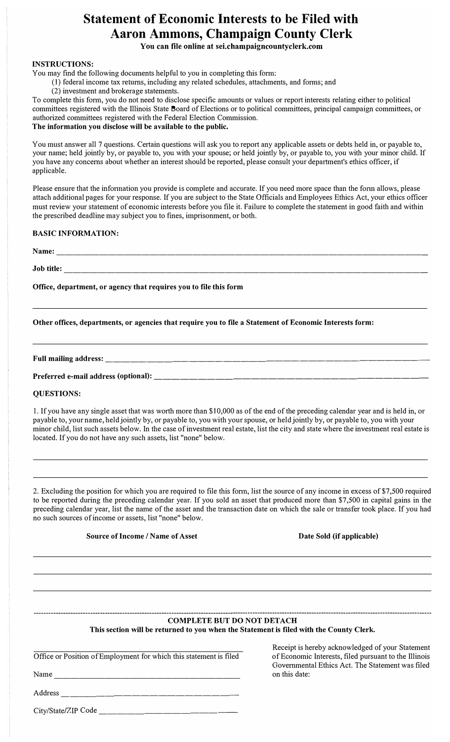# Statement of Economic Interests to be Filed with Aaron Ammons, Champaign County Clerk

**You can file online at sei.champaigncountyclerk.com**

**INSTRUCTIONS:**

You may find the following documents helpful to you in completing this form:

(1) federal income tax returns, including any related schedules, attachments, and forms; and

(2) investment and brokerage statements.

To complete this form, you do not need to disclose specific amounts or values or report interests relating either to political committees registered with the Illinois State Board of Elections or to political committees, principal campaign committees, or authorized committees registered with the Federal Election Commission.

**The information you disclose will be available to the public.**

You must answer all 7 questions. Certain questions will ask you to report any applicable assets or debts held in, or payable to, your name; held jointly by, or payable to, you with your spouse; or held jointly by, or payable to, you with your minor child. If you have any concerns about whether an interest should be reported, please consult your department's ethics officer, if applicable.

Please ensure that the information you provide is complete and accurate. If you need more space than the form allows, please attach additional pages for your response. If you are subject to the State Officials and Employees Ethics Act, your ethics officer must review your statement of economic interests before you file it. Failure to complete the statement in good faith and within the prescribed deadline may subject you to fines, imprisonment, or both.

**BASIC INFORMATION:**

**Name:** ______________________________________________

**Job title:** ______________________________________________

**Office, department, or agency that requires you to file this form**

______________________________________________

**Other offices, departments, or agencies that require you to file a Statement of Economic Interests form:**

______________________________________________

**Full mailing address:** ______________________________________________

**Preferred e-mail address (optional):** ______________________________________________

**QUESTIONS:**

1. If you have any single asset that was worth more than $10,000 as of the end of the preceding calendar year and is held in, or payable to, your name, held jointly by, or payable to, you with your spouse, or held jointly by, or payable to, you with your minor child, list such assets below. In the case of investment real estate, list the city and state where the investment real estate is located. If you do not have any such assets, list "none" below.

______________________________________________

______________________________________________

2. Excluding the position for which you are required to file this form, list the source of any income in excess of $7,500 required to be reported during the preceding calendar year. If you sold an asset that produced more than $7,500 in capital gains in the preceding calendar year, list the name of the asset and the transaction date on which the sale or transfer took place. If you had no such sources of income or assets, list "none" below.

| Source of Income / Name of Asset | Date Sold (if applicable) |
|---|---|
| | |
| | |
| | |

---

**COMPLETE BUT DO NOT DETACH**

**This section will be returned to you when the Statement is filed with the County Clerk.**

______________________________________________

Office or Position of Employment for which this statement is filed

Name ______________________________________________

Address ______________________________________________

City/State/ZIP Code ______________________________________________

Receipt is hereby acknowledged of your Statement of Economic Interests, filed pursuant to the Illinois Governmental Ethics Act. The Statement was filed on this date: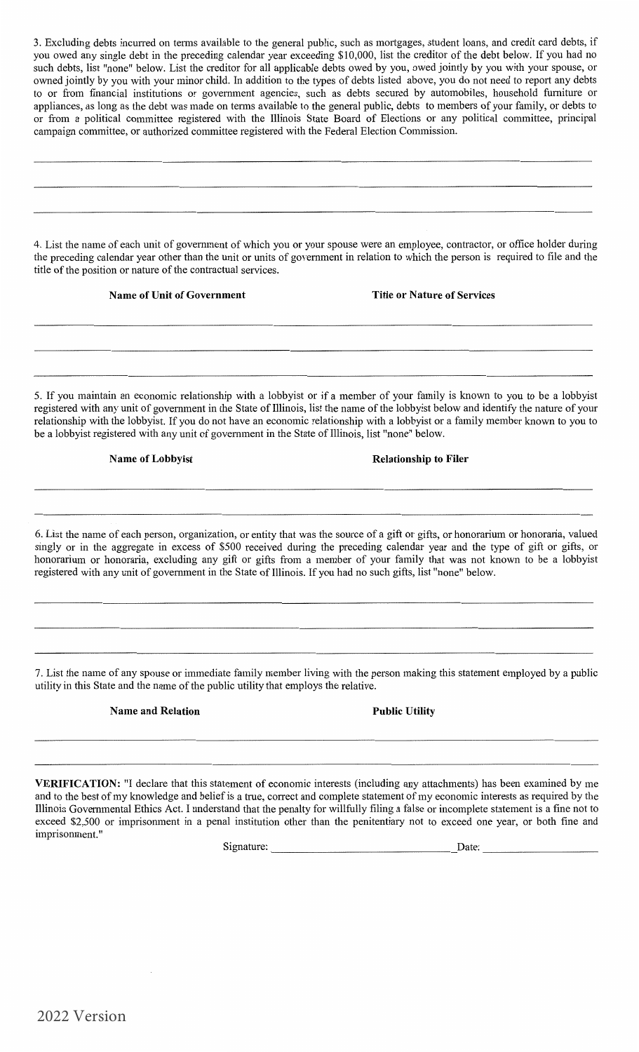3. Excluding debts incurred on terms available to the general public, such as mortgages, student loans, and credit card debts, if you owed any single debt in the preceding calendar year exceeding $10,000, list the creditor of the debt below. If you had no such debts, list "none" below. List the creditor for all applicable debts owed by you, owed jointly by you with your spouse, or owned jointly by you with your minor child. In addition to the types of debts listed above, you do not need to report any debts to or from financial institutions or government agencies, such as debts secured by automobiles, household furniture or appliances, as long as the debt was made on terms available to the general public, debts to members of your family, or debts to or from a political committee registered with the Illinois State Board of Elections or any political committee, principal campaign committee, or authorized committee registered with the Federal Election Commission.

4. List the name of each unit of government of which you or your spouse were an employee, contractor, or office holder during the preceding calendar year other than the unit or units of government in relation to which the person is required to file and the title of the position or nature of the contractual services.

| Name of Unit of Government | Title or Nature of Services |
| --- | --- |
| | |
| | |
| | |

5. If you maintain an economic relationship with a lobbyist or if a member of your family is known to you to be a lobbyist registered with any unit of government in the State of Illinois, list the name of the lobbyist below and identify the nature of your relationship with the lobbyist. If you do not have an economic relationship with a lobbyist or a family member known to you to be a lobbyist registered with any unit of government in the State of Illinois, list "none" below.

| Name of Lobbyist | Relationship to Filer |
| --- | --- |
| | |
| | |

6. List the name of each person, organization, or entity that was the source of a gift or gifts, or honorarium or honoraria, valued singly or in the aggregate in excess of $500 received during the preceding calendar year and the type of gift or gifts, or honorarium or honoraria, excluding any gift or gifts from a member of your family that was not known to be a lobbyist registered with any unit of government in the State of Illinois. If you had no such gifts, list "none" below.

7. List the name of any spouse or immediate family member living with the person making this statement employed by a public utility in this State and the name of the public utility that employs the relative.

| Name and Relation | Public Utility |
| --- | --- |
| | |
| | |

**VERIFICATION:** "I declare that this statement of economic interests (including any attachments) has been examined by me and to the best of my knowledge and belief is a true, correct and complete statement of my economic interests as required by the Illinois Governmental Ethics Act. I understand that the penalty for willfully filing a false or incomplete statement is a fine not to exceed $2,500 or imprisonment in a penal institution other than the penitentiary not to exceed one year, or both fine and imprisonment."

Signature: ______________________ Date: ______________

2022 Version